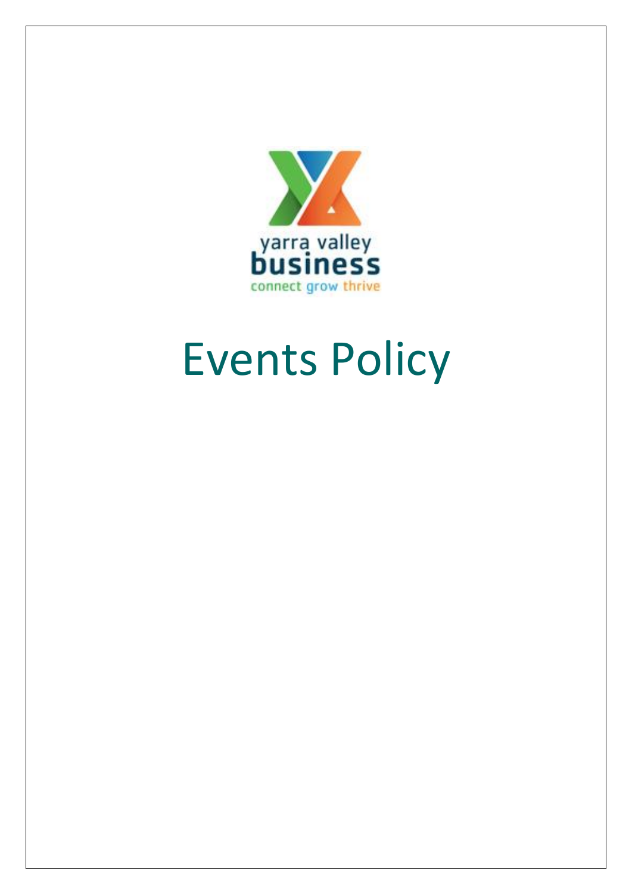yarra valley
business
connect grow thrive

# Events Policy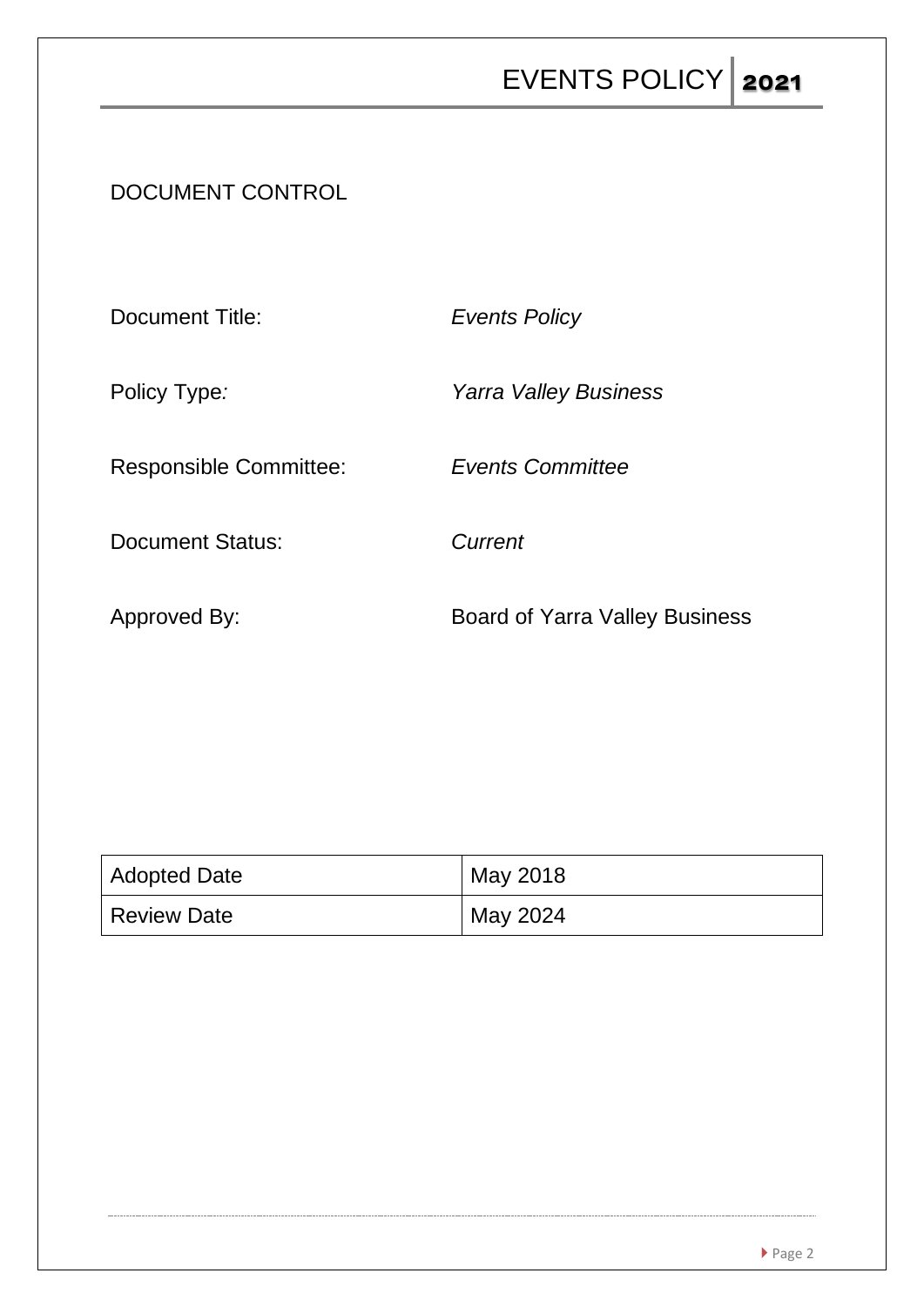## DOCUMENT CONTROL

Document Title: *Events Policy*

Policy Type: *Yarra Valley Business*

Responsible Committee: *Events Committee*

Document Status: *Current*

Approved By: Board of Yarra Valley Business

| Adopted Date | May 2018 |
|---|---|
| Review Date | May 2024 |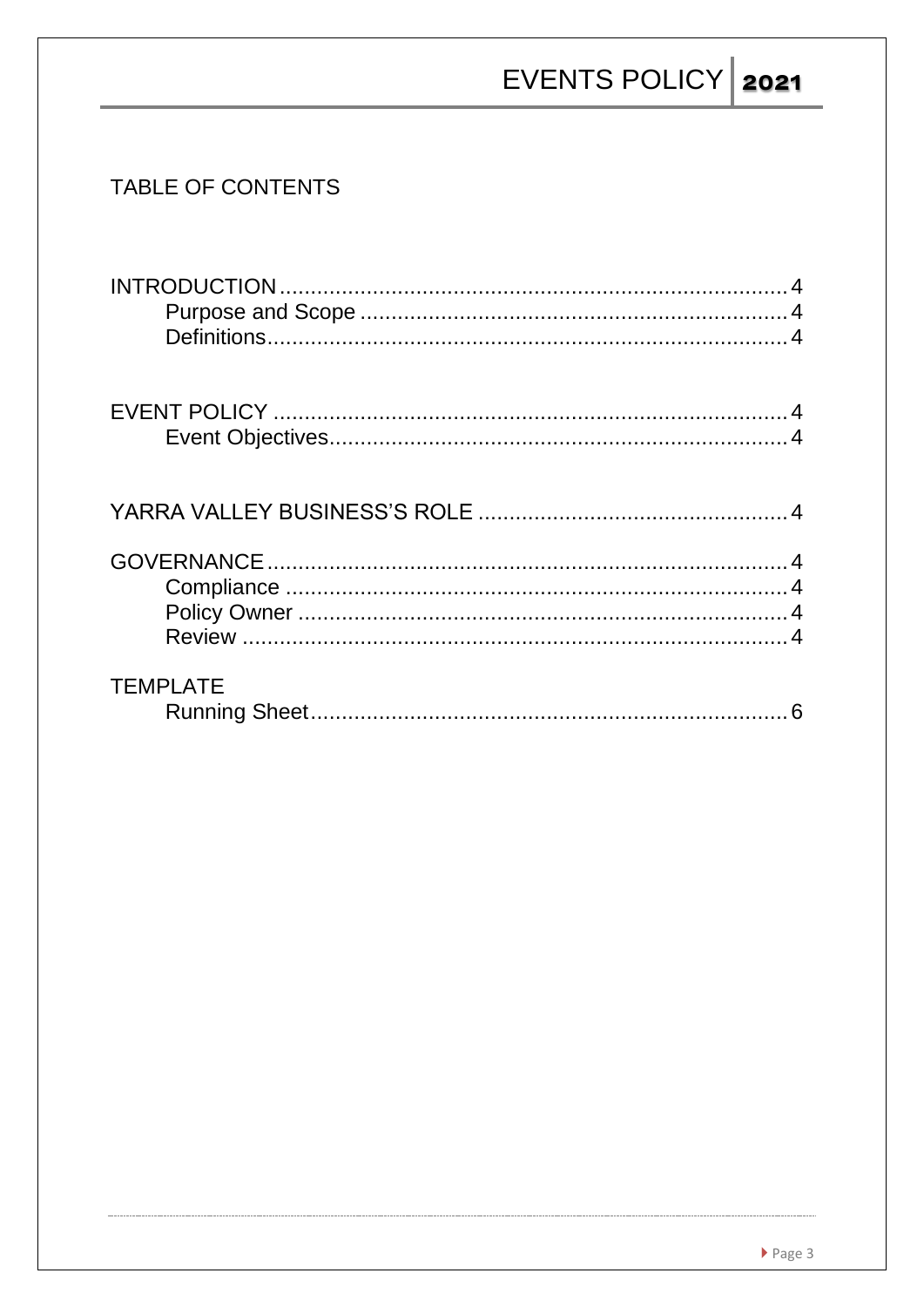## TABLE OF CONTENTS

INTRODUCTION .......... 4
- Purpose and Scope .......... 4
- Definitions .......... 4

EVENT POLICY .......... 4
- Event Objectives .......... 4

YARRA VALLEY BUSINESS'S ROLE .......... 4

GOVERNANCE .......... 4
- Compliance .......... 4
- Policy Owner .......... 4
- Review .......... 4

TEMPLATE
- Running Sheet .......... 6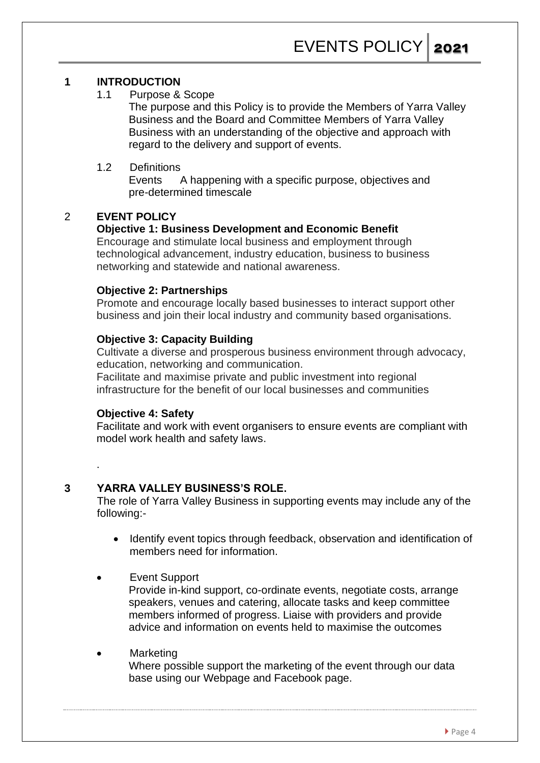## 1 INTRODUCTION

### 1.1 Purpose & Scope

The purpose and this Policy is to provide the Members of Yarra Valley Business and the Board and Committee Members of Yarra Valley Business with an understanding of the objective and approach with regard to the delivery and support of events.

### 1.2 Definitions

Events A happening with a specific purpose, objectives and pre-determined timescale

## 2 EVENT POLICY

**Objective 1: Business Development and Economic Benefit**

Encourage and stimulate local business and employment through technological advancement, industry education, business to business networking and statewide and national awareness.

**Objective 2: Partnerships**

Promote and encourage locally based businesses to interact support other business and join their local industry and community based organisations.

**Objective 3: Capacity Building**

Cultivate a diverse and prosperous business environment through advocacy, education, networking and communication.

Facilitate and maximise private and public investment into regional infrastructure for the benefit of our local businesses and communities

**Objective 4: Safety**

Facilitate and work with event organisers to ensure events are compliant with model work health and safety laws.

.

## 3 YARRA VALLEY BUSINESS'S ROLE.

The role of Yarra Valley Business in supporting events may include any of the following:-

- Identify event topics through feedback, observation and identification of members need for information.
- Event Support
  Provide in-kind support, co-ordinate events, negotiate costs, arrange speakers, venues and catering, allocate tasks and keep committee members informed of progress. Liaise with providers and provide advice and information on events held to maximise the outcomes
- Marketing
  Where possible support the marketing of the event through our data base using our Webpage and Facebook page.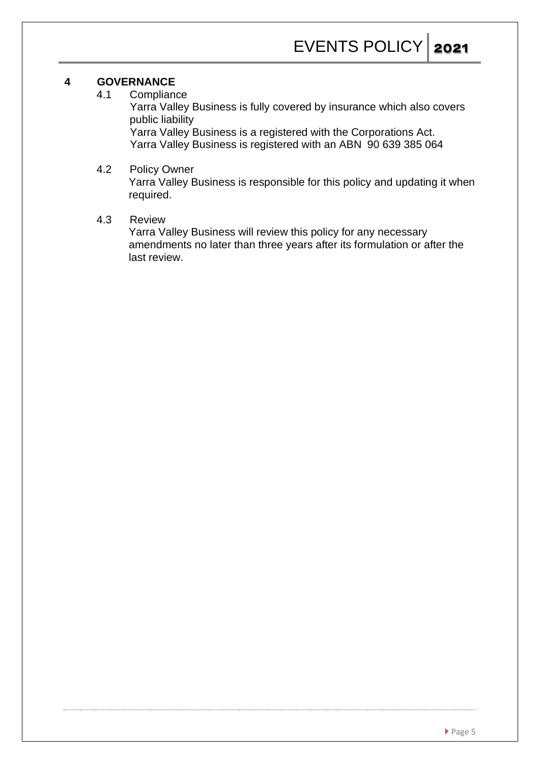## 4 GOVERNANCE

### 4.1 Compliance

Yarra Valley Business is fully covered by insurance which also covers public liability

Yarra Valley Business is a registered with the Corporations Act.

Yarra Valley Business is registered with an ABN 90 639 385 064

### 4.2 Policy Owner

Yarra Valley Business is responsible for this policy and updating it when required.

### 4.3 Review

Yarra Valley Business will review this policy for any necessary amendments no later than three years after its formulation or after the last review.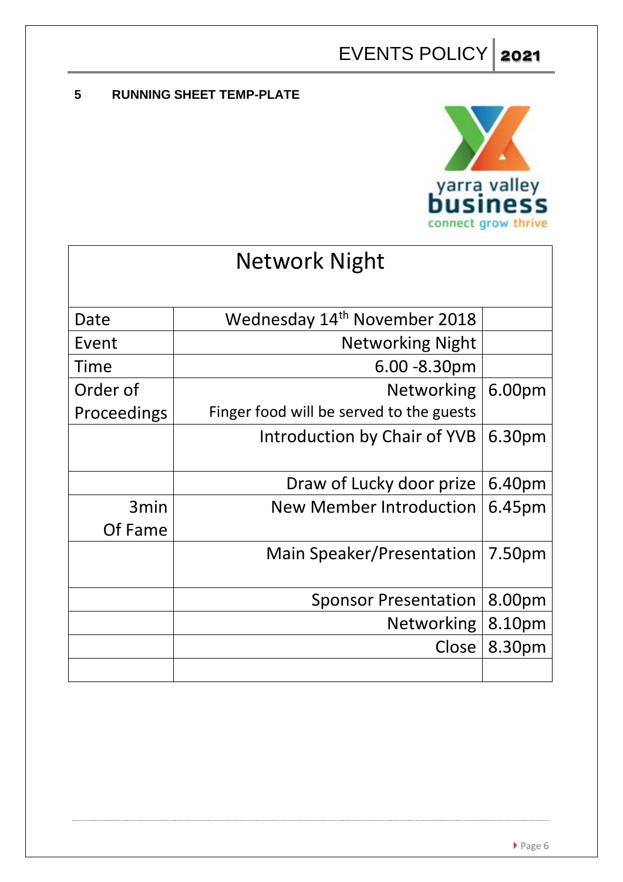## 5 RUNNING SHEET TEMP-PLATE

yarra valley
business
connect grow thrive

| Network Night | | |
|---|---|---|
| Date | Wednesday 14th November 2018 | |
| Event | Networking Night | |
| Time | 6.00 -8.30pm | |
| Order of Proceedings | Networking<br>Finger food will be served to the guests | 6.00pm |
| | Introduction by Chair of YVB | 6.30pm |
| | Draw of Lucky door prize | 6.40pm |
| 3min Of Fame | New Member Introduction | 6.45pm |
| | Main Speaker/Presentation | 7.50pm |
| | Sponsor Presentation | 8.00pm |
| | Networking | 8.10pm |
| | Close | 8.30pm |
| | | |